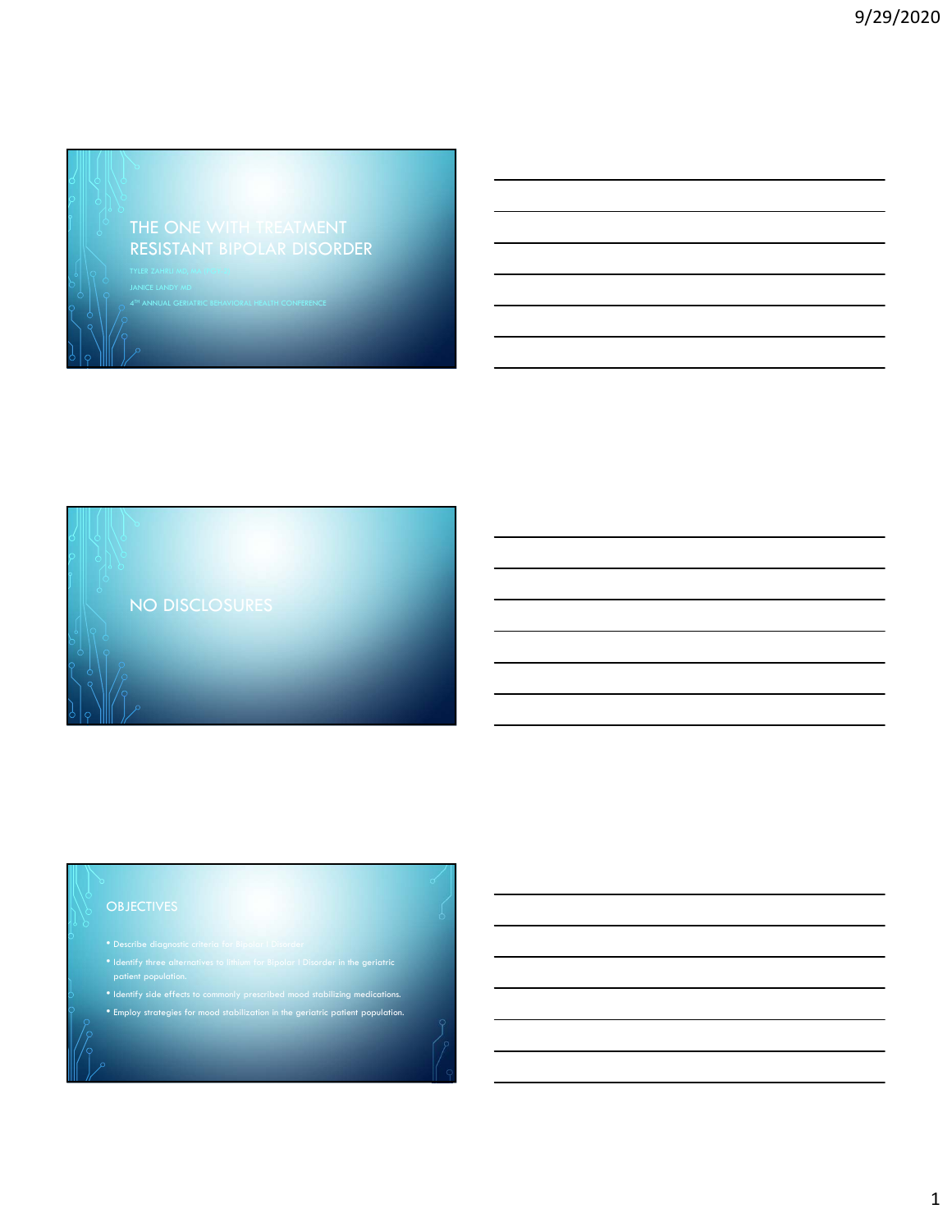# THE ONE WITH TREATMENT RESISTANT BIPOLAR DISORDER

TYLER ZAHRLI MD, MA, FAPA

JANICE LANDY MD

4[TH] ANNUAL GERIATRIC BEHAVIORAL HEALTH CONFERENCE

# NO DISCLOSURES

## OBJECTIVES

- Describe diagnostic criteria for Bipolar I Disorder
- Identify three alternatives to lithium for Bipolar I Disorder in the geriatric patient population.
- Identify side effects to commonly prescribed mood stabilizing medications.
- Employ strategies for mood stabilization in the geriatric patient population.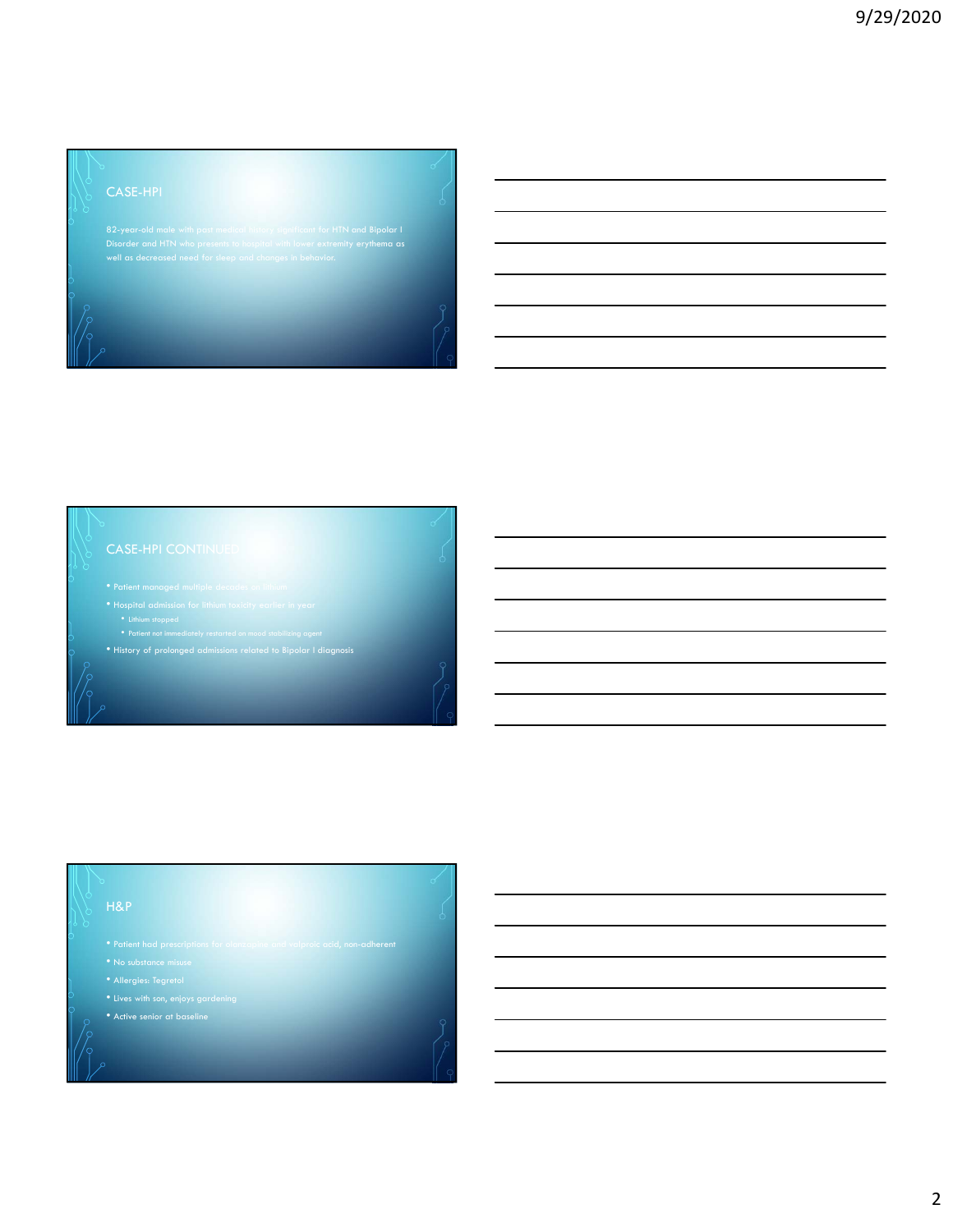## CASE-HPI

82-year-old male with past medical history significant for HTN and Bipolar I Disorder and HTN who presents to hospital with lower extremity erythema as well as decreased need for sleep and changes in behavior.

## CASE-HPI CONTINUED

- Patient managed multiple decades on lithium
- Hospital admission for lithium toxicity earlier in year
  - Lithium stopped
  - Patient not immediately restarted on mood stabilizing agent
- History of prolonged admissions related to Bipolar I diagnosis

## H&P

- Patient had prescriptions for olanzapine and valproic acid, non-adherent
- No substance misuse
- Allergies: Tegretol
- Lives with son, enjoys gardening
- Active senior at baseline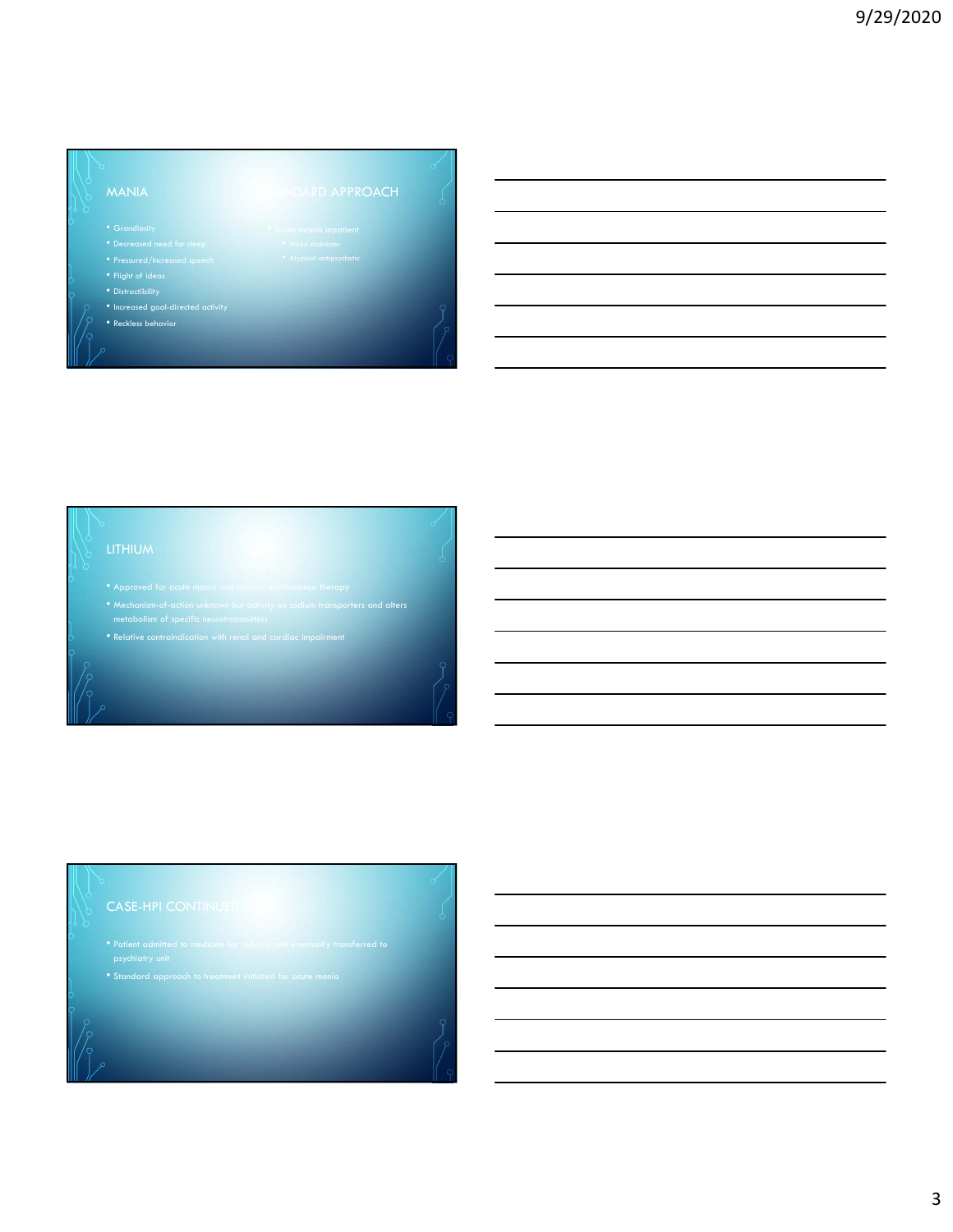## MANIA

- Grandiosity
- Decreased need for sleep
- Pressured/Increased speech
- Flight of ideas
- Distractibility
- Increased goal-directed activity
- Reckless behavior

## STANDARD APPROACH

- Acute mania inpatient
  - Mood stabilizer
  - Atypical antipsychotic

## LITHIUM

- Approved for acute mania and bipolar maintenance therapy
- Mechanism-of-action unknown but activity on sodium transporters and alters metabolism of specific neurotransmitters
- Relative contraindication with renal and cardiac impairment

## CASE-HPI CONTINUED

- Patient admitted to medicine for cellulitis and eventually transferred to psychiatry unit
- Standard approach to treatment initiated for acute mania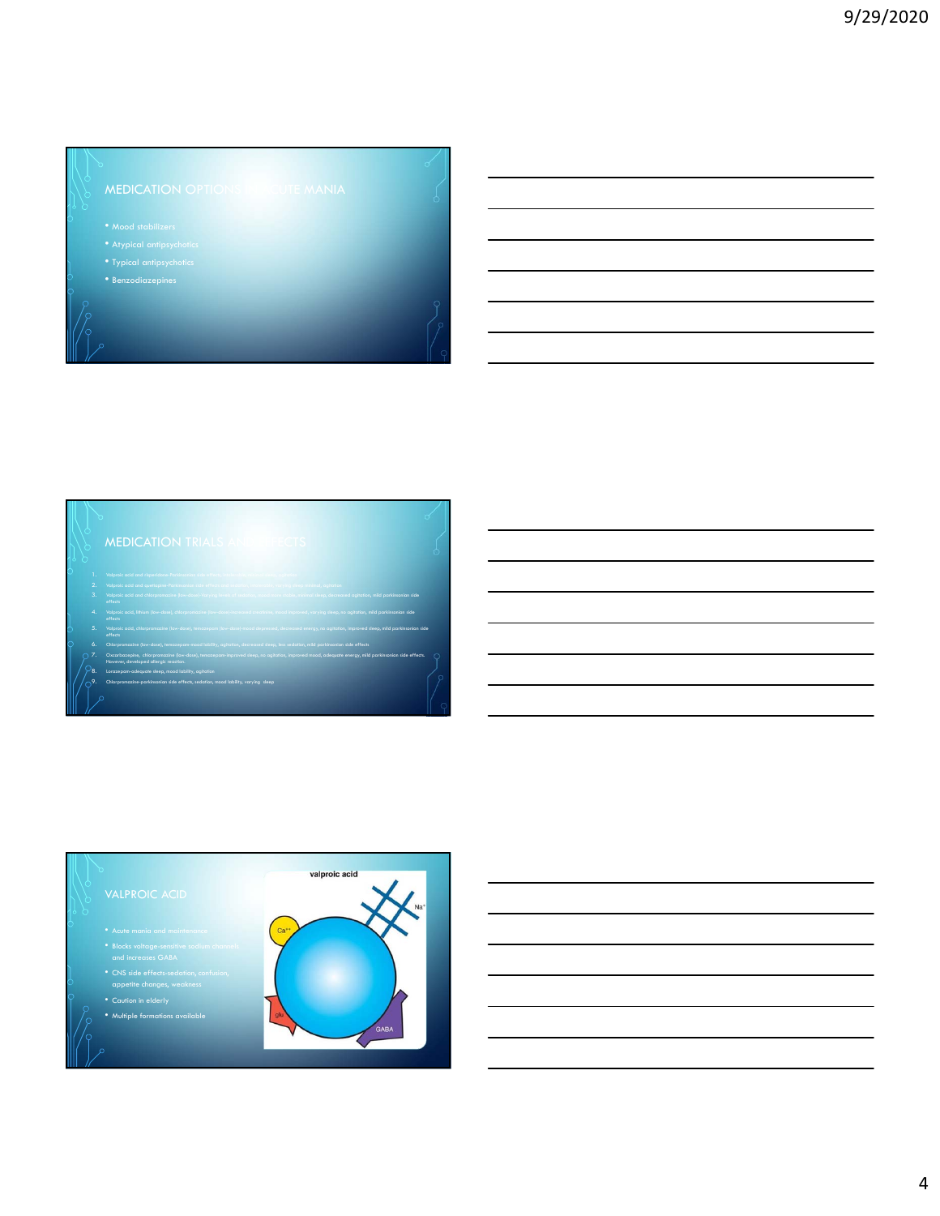## MEDICATION OPTIONS FOR ACUTE MANIA

- Mood stabilizers
- Atypical antipsychotics
- Typical antipsychotics
- Benzodiazepines

## MEDICATION TRIALS AND EFFECTS

1. Valproic acid and risperidone-Parkinsonian side effects, mood lability, agitation
2. Valproic acid and quetiapine-Parkinsonian side effects and sedation, decreased energy, varying sleep, agitation
3. Valproic acid and chlorpromazine (low-dose)-varying levels of sedation, confusion, mood lability, minimal sleep, decreased agitation, mild parkinsonian side effects
4. Valproic acid, lithium (low-dose), chlorpromazine (low-dose)-decreased confusion, mood improved, varying sleep, no agitation, mild parkinsonian side effects
5. Valproic acid, chlorpromazine (low-dose), temazepam (low-dose)-mood depressed, decreased energy, no agitation, improved sleep, mild parkinsonian side effects
6. Chlorpromazine (low-dose), temazepam-mood lability, agitation, decreased sleep, less sedation, mild parkinsonian side effects
7. Oxcarbazepine, chlorpromazine (low-dose), temazepam-improved sleep, no agitation, improved mood, adequate energy, mild parkinsonian side effects. However, developed allergic reaction.
8. Lorazepam-adequate sleep, mood lability, agitation
9. Chlorpromazine-parkinsonian side effects, sedation, mood lability, varying sleep

## VALPROIC ACID

- Acute mania and maintenance
- Blocks voltage-sensitive sodium channels and increases GABA
- CNS side effects-sedation, confusion, appetite changes, weakness
- Caution in elderly
- Multiple formations available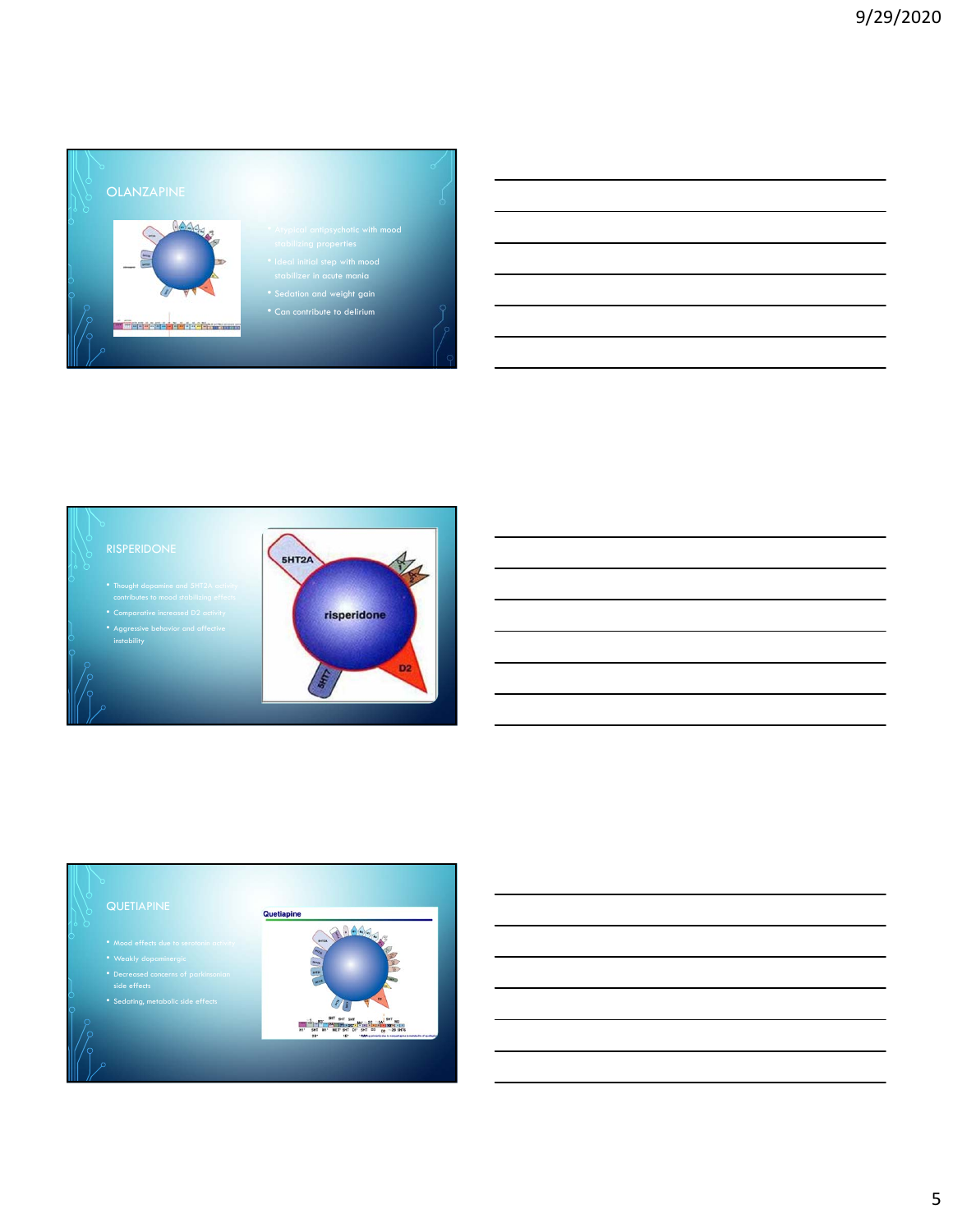## OLANZAPINE

- Atypical antipsychotic with mood stabilizing properties
- Ideal initial step with mood stabilizer in acute mania
- Sedation and weight gain
- Can contribute to delirium

## RISPERIDONE

- Thought dopamine and 5HT2A activity contributes to mood stabilizing effects
- Comparative increased D2 activity
- Aggressive behavior and affective instability

## QUETIAPINE

- Mood effects due to serotonin activity
- Weakly dopaminergic
- Decreased concerns of parkinsonian side effects
- Sedating, metabolic side effects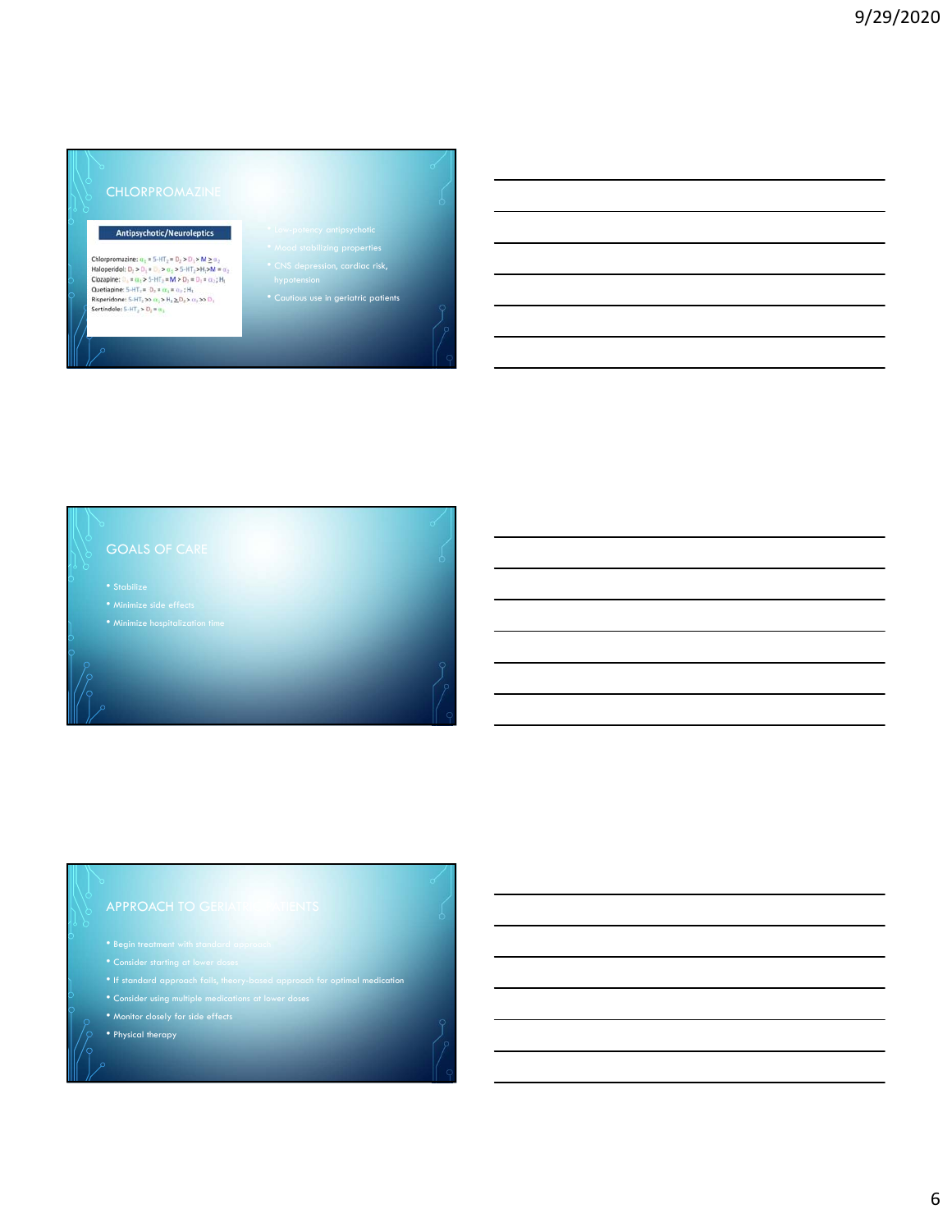## CHLORPROMAZINE

**Antipsychotic/Neuroleptics**

Chlorpromazine: $\alpha_1 = 5\text{-}HT_2 = D_2 > D_1 > M \geq \alpha_2$
Haloperidol: $D_2 > D_1 = D_4 > \alpha_1 > 5\text{-}HT_2 > H_1 > M = \alpha_2$
Clozapine: $D_4 = \alpha_1 > 5\text{-}HT_2 = M > D_2 = D_1 = \alpha_2; H_1$
Quetiapine: $5\text{-}HT_2 = D_2 = \alpha_1 = \alpha_2; H_1$
Risperidone: $5\text{-}HT_2 >> \alpha_1 > H_1 \geq D_2 > \alpha_2 >> D_1$
Sertindole: $5\text{-}HT_2 > D_2 = \alpha_1$

- Low-potency antipsychotic
- Mood stabilizing properties
- CNS depression, cardiac risk, hypotension
- Cautious use in geriatric patients

## GOALS OF CARE

- Stabilize
- Minimize side effects
- Minimize hospitalization time

## APPROACH TO GERIATRIC PATIENTS

- Begin treatment with standard approach
- Consider starting at lower doses
- If standard approach fails, theory-based approach for optimal medication
- Consider using multiple medications at lower doses
- Monitor closely for side effects
- Physical therapy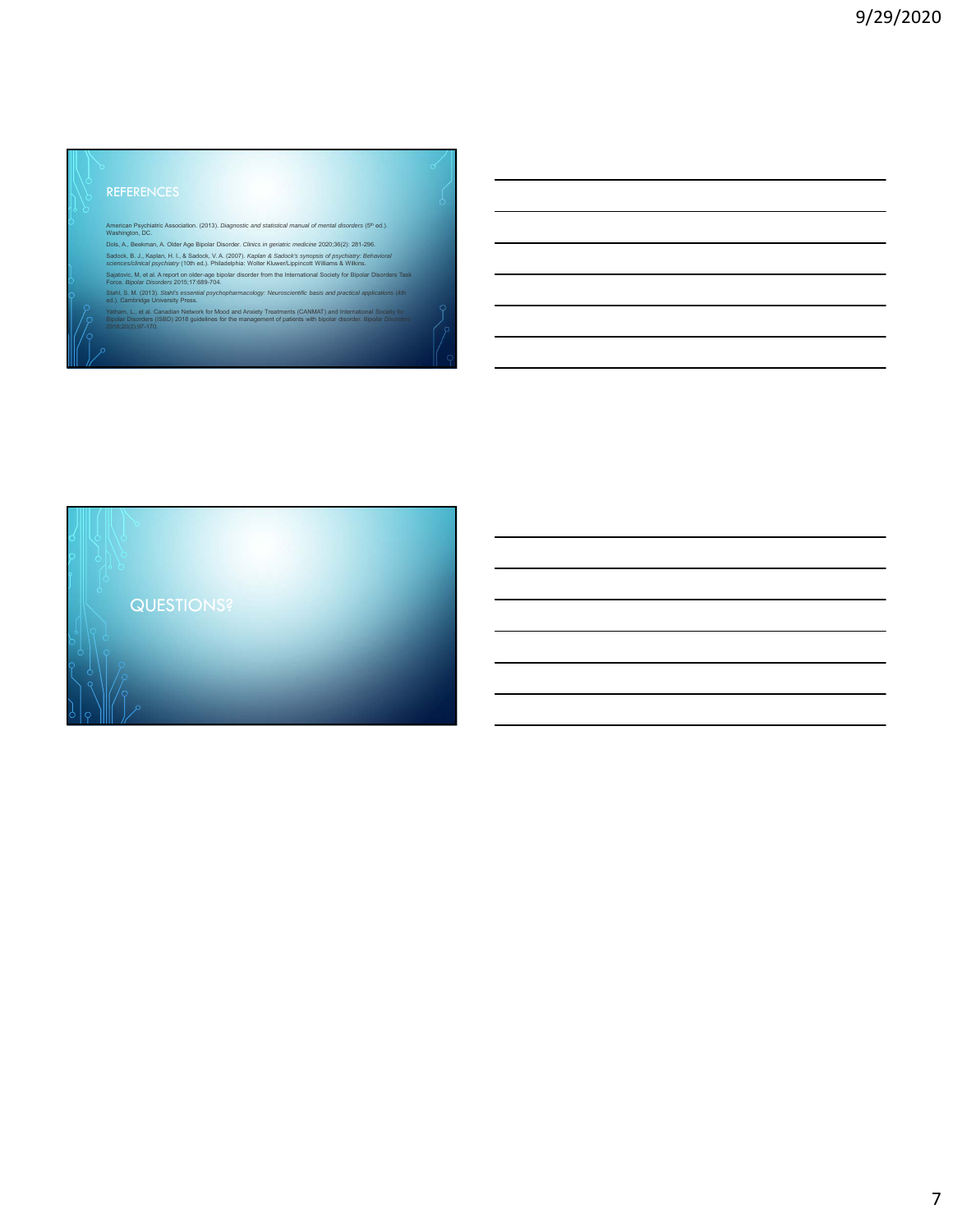## REFERENCES

American Psychiatric Association. (2013). *Diagnostic and statistical manual of mental disorders* (5th ed.). Washington, DC.

Dols, A., Beekman, A. Older Age Bipolar Disorder. *Clinics in geriatric medicine* 2020;36(2): 281-296.

Sadock, B. J., Kaplan, H. I., & Sadock, V. A. (2007). *Kaplan & Sadock's synopsis of psychiatry: Behavioral sciences/clinical psychiatry* (10th ed.). Philadelphia: Wolter Kluwer/Lippincott Williams & Wilkins.

Sajatovic, M, et al. A report on older-age bipolar disorder from the International Society for Bipolar Disorders Task Force. *Bipolar Disorders* 2015;17:689-704.

Stahl, S. M. (2013). *Stahl's essential psychopharmacology: Neuroscientific basis and practical applications* (4th ed.). Cambridge University Press.

Yatham, L., et al. Canadian Network for Mood and Anxiety Treatments (CANMAT) and International Society for Bipolar Disorders (ISBD) 2018 guidelines for the management of patients with bipolar disorder. *Bipolar Disorders* 2018;20(2):97-170.

## QUESTIONS?